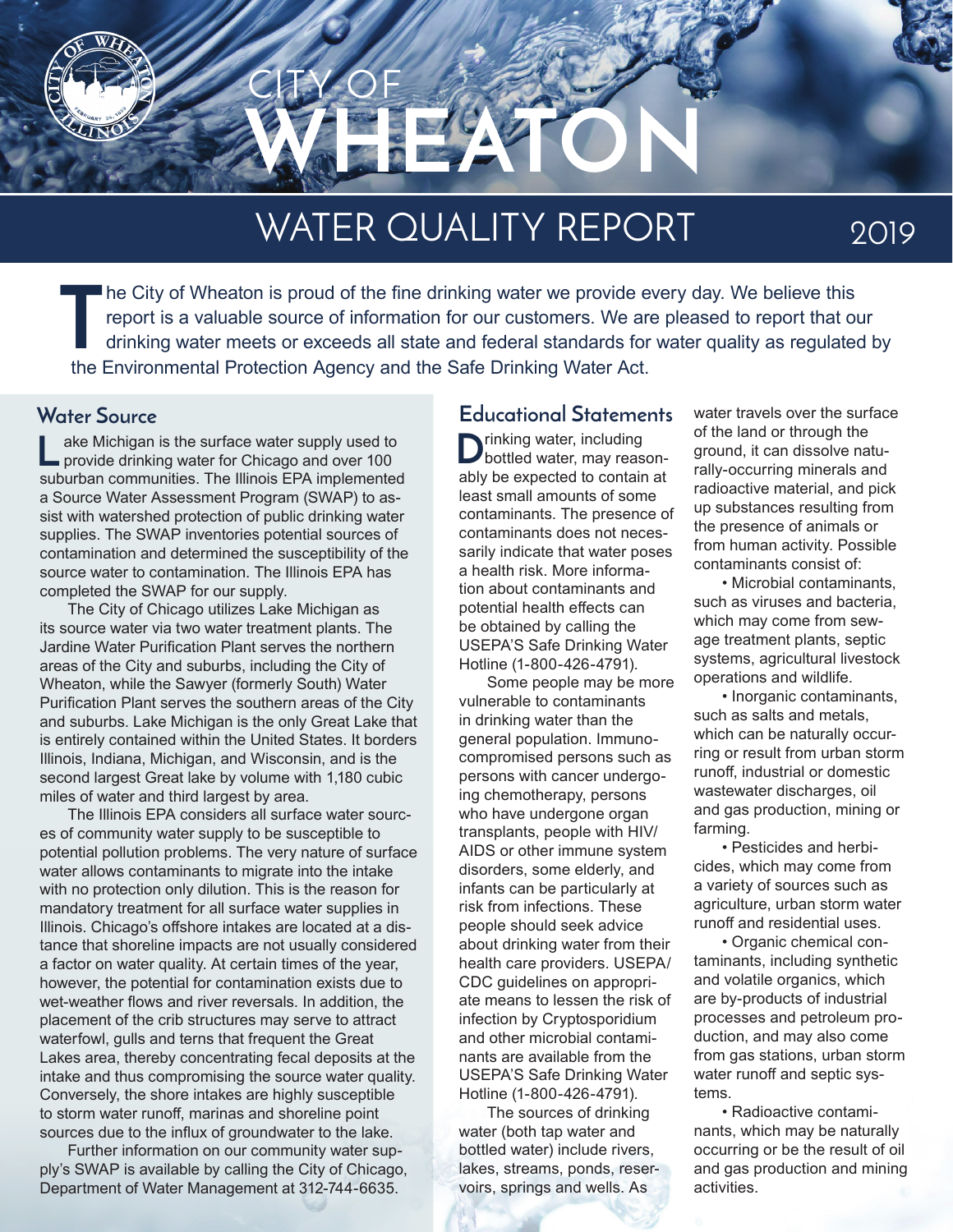# CITY OF WHEATON

## WATER QUALITY REPORT 2019

The City of Wheaton is proud of the fine drinking water we provide every day. We believe this report is a valuable source of information for our customers. We are pleased to report that our drinking water meets or exceeds all state and federal standards for water quality as regulated by the Environmental Protection Agency and the Safe Drinking Water Act.

## Water Source

Lake Michigan is the surface water supply used to provide drinking water for Chicago and over 100 suburban communities. The Illinois EPA implemented a Source Water Assessment Program (SWAP) to assist with watershed protection of public drinking water supplies. The SWAP inventories potential sources of contamination and determined the susceptibility of the source water to contamination. The Illinois EPA has completed the SWAP for our supply.

The City of Chicago utilizes Lake Michigan as its source water via two water treatment plants. The Jardine Water Purification Plant serves the northern areas of the City and suburbs, including the City of Wheaton, while the Sawyer (formerly South) Water Purification Plant serves the southern areas of the City and suburbs. Lake Michigan is the only Great Lake that is entirely contained within the United States. It borders Illinois, Indiana, Michigan, and Wisconsin, and is the second largest Great lake by volume with 1,180 cubic miles of water and third largest by area.

The Illinois EPA considers all surface water sources of community water supply to be susceptible to potential pollution problems. The very nature of surface water allows contaminants to migrate into the intake with no protection only dilution. This is the reason for mandatory treatment for all surface water supplies in Illinois. Chicago's offshore intakes are located at a distance that shoreline impacts are not usually considered a factor on water quality. At certain times of the year, however, the potential for contamination exists due to wet-weather flows and river reversals. In addition, the placement of the crib structures may serve to attract waterfowl, gulls and terns that frequent the Great Lakes area, thereby concentrating fecal deposits at the intake and thus compromising the source water quality. Conversely, the shore intakes are highly susceptible to storm water runoff, marinas and shoreline point sources due to the influx of groundwater to the lake.

Further information on our community water supply's SWAP is available by calling the City of Chicago, Department of Water Management at 312-744-6635.

## Educational Statements

Drinking water, including bottled water, may reasonably be expected to contain at least small amounts of some contaminants. The presence of contaminants does not necessarily indicate that water poses a health risk. More information about contaminants and potential health effects can be obtained by calling the USEPA'S Safe Drinking Water Hotline (1-800-426-4791).

Some people may be more vulnerable to contaminants in drinking water than the general population. Immunocompromised persons such as persons with cancer undergoing chemotherapy, persons who have undergone organ transplants, people with HIV/AIDS or other immune system disorders, some elderly, and infants can be particularly at risk from infections. These people should seek advice about drinking water from their health care providers. USEPA/CDC guidelines on appropriate means to lessen the risk of infection by Cryptosporidium and other microbial contaminants are available from the USEPA'S Safe Drinking Water Hotline (1-800-426-4791).

The sources of drinking water (both tap water and bottled water) include rivers, lakes, streams, ponds, reservoirs, springs and wells. As water travels over the surface of the land or through the ground, it can dissolve naturally-occurring minerals and radioactive material, and pick up substances resulting from the presence of animals or from human activity. Possible contaminants consist of:

- Microbial contaminants, such as viruses and bacteria, which may come from sewage treatment plants, septic systems, agricultural livestock operations and wildlife.
- Inorganic contaminants, such as salts and metals, which can be naturally occurring or result from urban storm runoff, industrial or domestic wastewater discharges, oil and gas production, mining or farming.
- Pesticides and herbicides, which may come from a variety of sources such as agriculture, urban storm water runoff and residential uses.
- Organic chemical contaminants, including synthetic and volatile organics, which are by-products of industrial processes and petroleum production, and may also come from gas stations, urban storm water runoff and septic systems.
- Radioactive contaminants, which may be naturally occurring or be the result of oil and gas production and mining activities.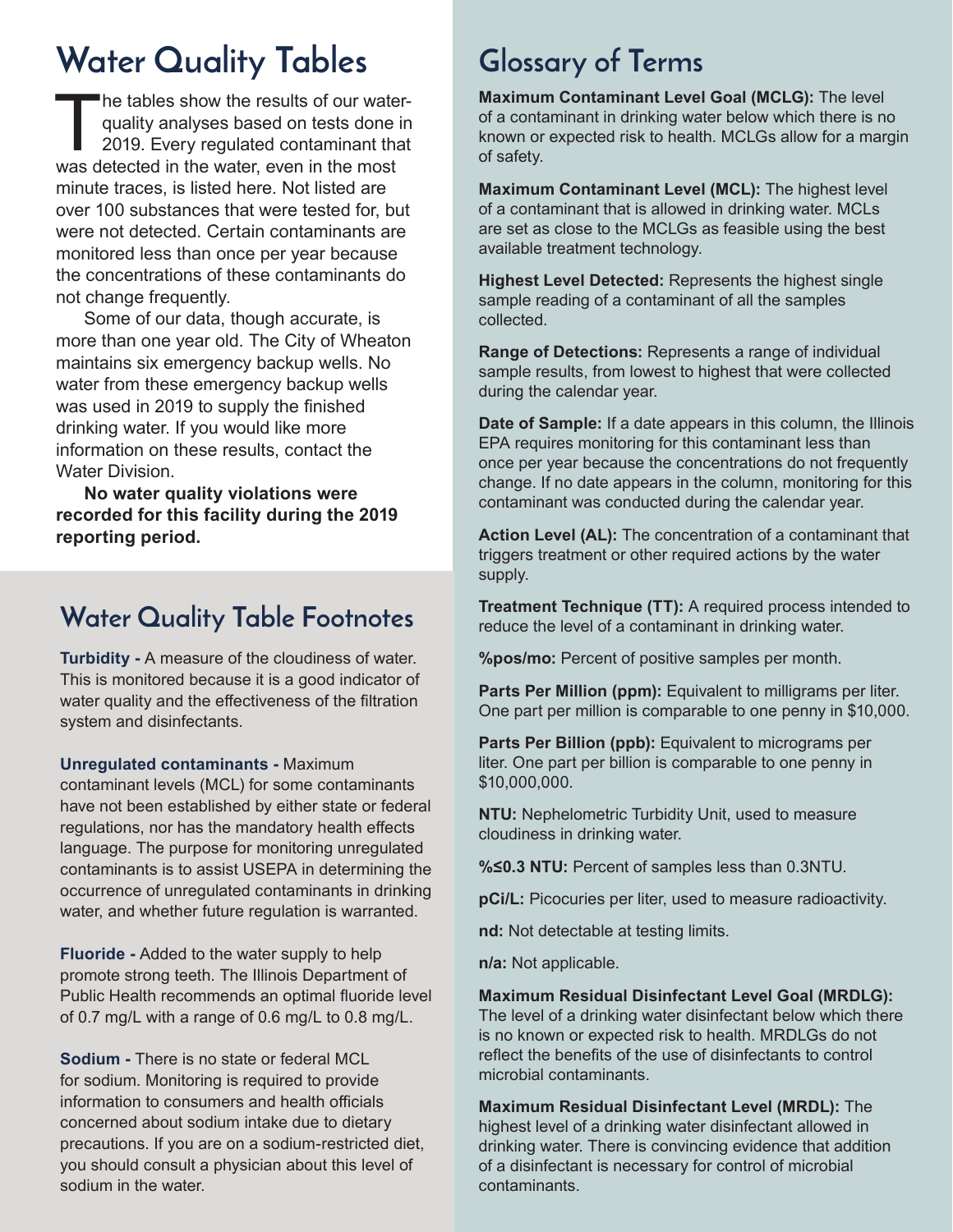# Water Quality Tables

The tables show the results of our water-quality analyses based on tests done in 2019. Every regulated contaminant that was detected in the water, even in the most minute traces, is listed here. Not listed are over 100 substances that were tested for, but were not detected. Certain contaminants are monitored less than once per year because the concentrations of these contaminants do not change frequently.

Some of our data, though accurate, is more than one year old. The City of Wheaton maintains six emergency backup wells. No water from these emergency backup wells was used in 2019 to supply the finished drinking water. If you would like more information on these results, contact the Water Division.

**No water quality violations were recorded for this facility during the 2019 reporting period.**

## Water Quality Table Footnotes

**Turbidity -** A measure of the cloudiness of water. This is monitored because it is a good indicator of water quality and the effectiveness of the filtration system and disinfectants.

**Unregulated contaminants -** Maximum contaminant levels (MCL) for some contaminants have not been established by either state or federal regulations, nor has the mandatory health effects language. The purpose for monitoring unregulated contaminants is to assist USEPA in determining the occurrence of unregulated contaminants in drinking water, and whether future regulation is warranted.

**Fluoride -** Added to the water supply to help promote strong teeth. The Illinois Department of Public Health recommends an optimal fluoride level of 0.7 mg/L with a range of 0.6 mg/L to 0.8 mg/L.

**Sodium -** There is no state or federal MCL for sodium. Monitoring is required to provide information to consumers and health officials concerned about sodium intake due to dietary precautions. If you are on a sodium-restricted diet, you should consult a physician about this level of sodium in the water.

# Glossary of Terms

**Maximum Contaminant Level Goal (MCLG):** The level of a contaminant in drinking water below which there is no known or expected risk to health. MCLGs allow for a margin of safety.

**Maximum Contaminant Level (MCL):** The highest level of a contaminant that is allowed in drinking water. MCLs are set as close to the MCLGs as feasible using the best available treatment technology.

**Highest Level Detected:** Represents the highest single sample reading of a contaminant of all the samples collected.

**Range of Detections:** Represents a range of individual sample results, from lowest to highest that were collected during the calendar year.

**Date of Sample:** If a date appears in this column, the Illinois EPA requires monitoring for this contaminant less than once per year because the concentrations do not frequently change. If no date appears in the column, monitoring for this contaminant was conducted during the calendar year.

**Action Level (AL):** The concentration of a contaminant that triggers treatment or other required actions by the water supply.

**Treatment Technique (TT):** A required process intended to reduce the level of a contaminant in drinking water.

**%pos/mo:** Percent of positive samples per month.

**Parts Per Million (ppm):** Equivalent to milligrams per liter. One part per million is comparable to one penny in $10,000.

**Parts Per Billion (ppb):** Equivalent to micrograms per liter. One part per billion is comparable to one penny in $10,000,000.

**NTU:** Nephelometric Turbidity Unit, used to measure cloudiness in drinking water.

**%≤0.3 NTU:** Percent of samples less than 0.3NTU.

**pCi/L:** Picocuries per liter, used to measure radioactivity.

**nd:** Not detectable at testing limits.

**n/a:** Not applicable.

**Maximum Residual Disinfectant Level Goal (MRDLG):** The level of a drinking water disinfectant below which there is no known or expected risk to health. MRDLGs do not reflect the benefits of the use of disinfectants to control microbial contaminants.

**Maximum Residual Disinfectant Level (MRDL):** The highest level of a drinking water disinfectant allowed in drinking water. There is convincing evidence that addition of a disinfectant is necessary for control of microbial contaminants.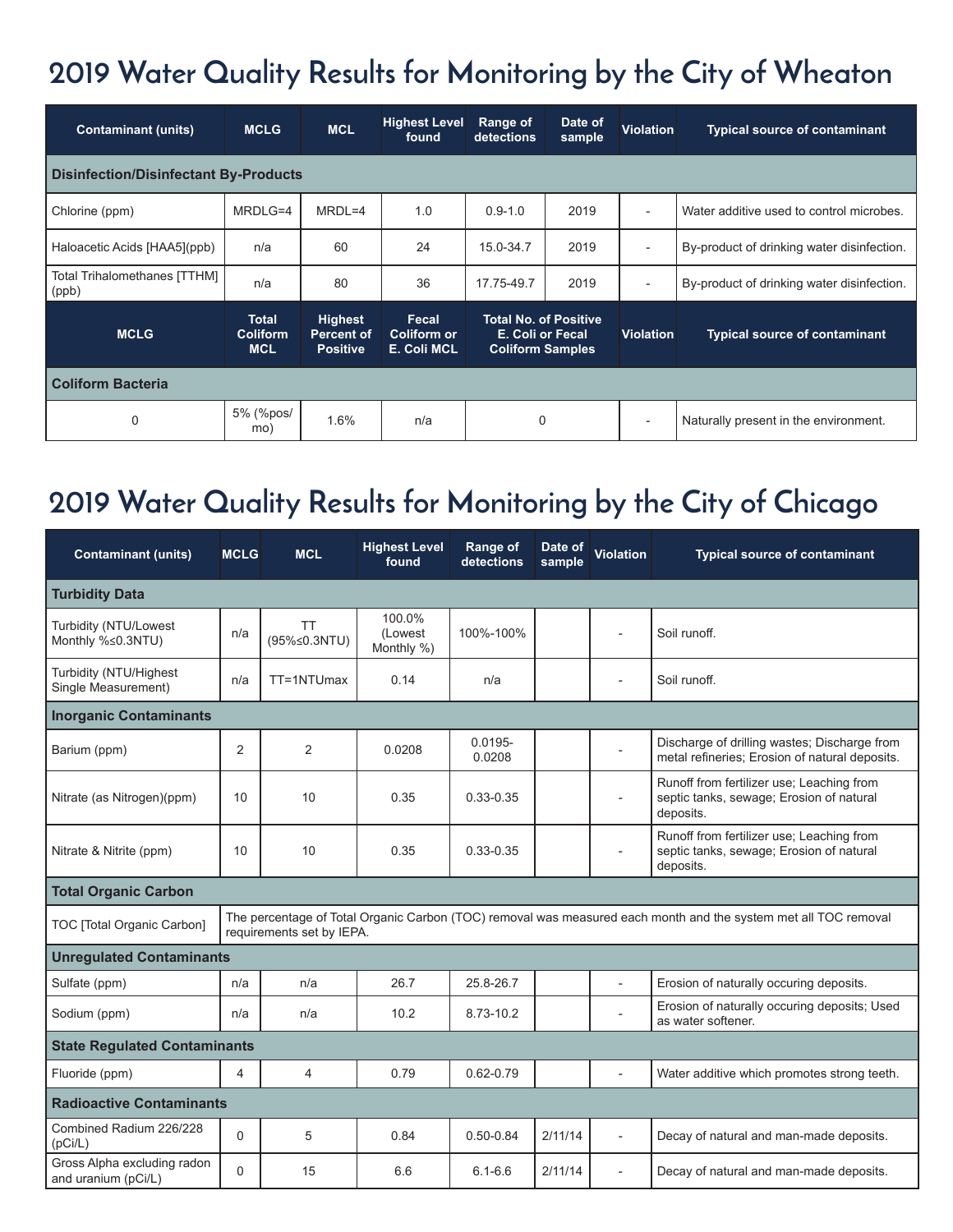# 2019 Water Quality Results for Monitoring by the City of Wheaton

| Contaminant (units) | MCLG | MCL | Highest Level found | Range of detections | Date of sample | Violation | Typical source of contaminant |
|---|---|---|---|---|---|---|---|
| **Disinfection/Disinfectant By-Products** | | | | | | | |
| Chlorine (ppm) | MRDLG=4 | MRDL=4 | 1.0 | 0.9-1.0 | 2019 | - | Water additive used to control microbes. |
| Haloacetic Acids [HAA5](ppb) | n/a | 60 | 24 | 15.0-34.7 | 2019 | - | By-product of drinking water disinfection. |
| Total Trihalomethanes [TTHM] (ppb) | n/a | 80 | 36 | 17.75-49.7 | 2019 | - | By-product of drinking water disinfection. |
| **MCLG** | **Total Coliform MCL** | **Highest Percent of Positive** | **Fecal Coliform or E. Coli MCL** | **Total No. of Positive E. Coli or Fecal Coliform Samples** | | **Violation** | **Typical source of contaminant** |
| **Coliform Bacteria** | | | | | | | |
| 0 | 5% (%pos/mo) | 1.6% | n/a | 0 | | - | Naturally present in the environment. |

# 2019 Water Quality Results for Monitoring by the City of Chicago

| Contaminant (units) | MCLG | MCL | Highest Level found | Range of detections | Date of sample | Violation | Typical source of contaminant |
|---|---|---|---|---|---|---|---|
| **Turbidity Data** | | | | | | | |
| Turbidity (NTU/Lowest Monthly %≤0.3NTU) | n/a | TT (95%≤0.3NTU) | 100.0% (Lowest Monthly %) | 100%-100% | | - | Soil runoff. |
| Turbidity (NTU/Highest Single Measurement) | n/a | TT=1NTUmax | 0.14 | n/a | | - | Soil runoff. |
| **Inorganic Contaminants** | | | | | | | |
| Barium (ppm) | 2 | 2 | 0.0208 | 0.0195-0.0208 | | - | Discharge of drilling wastes; Discharge from metal refineries; Erosion of natural deposits. |
| Nitrate (as Nitrogen)(ppm) | 10 | 10 | 0.35 | 0.33-0.35 | | - | Runoff from fertilizer use; Leaching from septic tanks, sewage; Erosion of natural deposits. |
| Nitrate & Nitrite (ppm) | 10 | 10 | 0.35 | 0.33-0.35 | | - | Runoff from fertilizer use; Leaching from septic tanks, sewage; Erosion of natural deposits. |
| **Total Organic Carbon** | | | | | | | |
| TOC [Total Organic Carbon] | The percentage of Total Organic Carbon (TOC) removal was measured each month and the system met all TOC removal requirements set by IEPA. | | | | | | |
| **Unregulated Contaminants** | | | | | | | |
| Sulfate (ppm) | n/a | n/a | 26.7 | 25.8-26.7 | | - | Erosion of naturally occuring deposits. |
| Sodium (ppm) | n/a | n/a | 10.2 | 8.73-10.2 | | - | Erosion of naturally occuring deposits; Used as water softener. |
| **State Regulated Contaminants** | | | | | | | |
| Fluoride (ppm) | 4 | 4 | 0.79 | 0.62-0.79 | | - | Water additive which promotes strong teeth. |
| **Radioactive Contaminants** | | | | | | | |
| Combined Radium 226/228 (pCi/L) | 0 | 5 | 0.84 | 0.50-0.84 | 2/11/14 | - | Decay of natural and man-made deposits. |
| Gross Alpha excluding radon and uranium (pCi/L) | 0 | 15 | 6.6 | 6.1-6.6 | 2/11/14 | - | Decay of natural and man-made deposits. |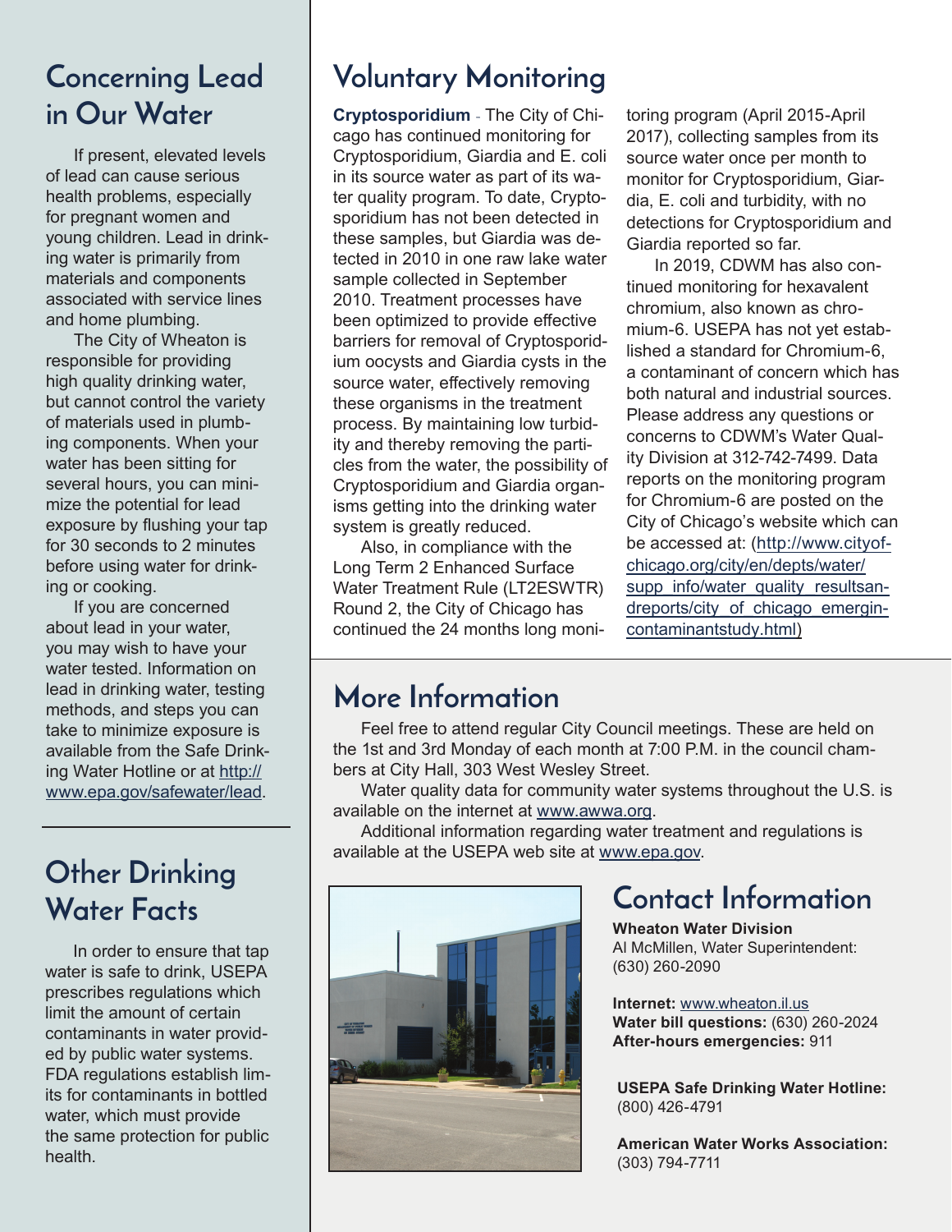## Concerning Lead in Our Water

If present, elevated levels of lead can cause serious health problems, especially for pregnant women and young children. Lead in drinking water is primarily from materials and components associated with service lines and home plumbing.

The City of Wheaton is responsible for providing high quality drinking water, but cannot control the variety of materials used in plumbing components. When your water has been sitting for several hours, you can minimize the potential for lead exposure by flushing your tap for 30 seconds to 2 minutes before using water for drinking or cooking.

If you are concerned about lead in your water, you may wish to have your water tested. Information on lead in drinking water, testing methods, and steps you can take to minimize exposure is available from the Safe Drinking Water Hotline or at http://www.epa.gov/safewater/lead.

## Other Drinking Water Facts

In order to ensure that tap water is safe to drink, USEPA prescribes regulations which limit the amount of certain contaminants in water provided by public water systems. FDA regulations establish limits for contaminants in bottled water, which must provide the same protection for public health.

## Voluntary Monitoring

**Cryptosporidium** - The City of Chicago has continued monitoring for Cryptosporidium, Giardia and E. coli in its source water as part of its water quality program. To date, Cryptosporidium has not been detected in these samples, but Giardia was detected in 2010 in one raw lake water sample collected in September 2010. Treatment processes have been optimized to provide effective barriers for removal of Cryptosporidium oocysts and Giardia cysts in the source water, effectively removing these organisms in the treatment process. By maintaining low turbidity and thereby removing the particles from the water, the possibility of Cryptosporidium and Giardia organisms getting into the drinking water system is greatly reduced.

Also, in compliance with the Long Term 2 Enhanced Surface Water Treatment Rule (LT2ESWTR) Round 2, the City of Chicago has continued the 24 months long monitoring program (April 2015-April 2017), collecting samples from its source water once per month to monitor for Cryptosporidium, Giardia, E. coli and turbidity, with no detections for Cryptosporidium and Giardia reported so far.

In 2019, CDWM has also continued monitoring for hexavalent chromium, also known as chromium-6. USEPA has not yet established a standard for Chromium-6, a contaminant of concern which has both natural and industrial sources. Please address any questions or concerns to CDWM's Water Quality Division at 312-742-7499. Data reports on the monitoring program for Chromium-6 are posted on the City of Chicago's website which can be accessed at: (http://www.cityofchicago.org/city/en/depts/water/supp_info/water_quality_resultsandreports/city_of_chicago_emergincontaminantstudy.html)

## More Information

Feel free to attend regular City Council meetings. These are held on the 1st and 3rd Monday of each month at 7:00 P.M. in the council chambers at City Hall, 303 West Wesley Street.

Water quality data for community water systems throughout the U.S. is available on the internet at www.awwa.org.

Additional information regarding water treatment and regulations is available at the USEPA web site at www.epa.gov.

## Contact Information

**Wheaton Water Division**
Al McMillen, Water Superintendent:
(630) 260-2090

**Internet:** www.wheaton.il.us
**Water bill questions:** (630) 260-2024
**After-hours emergencies:** 911

**USEPA Safe Drinking Water Hotline:**
(800) 426-4791

**American Water Works Association:**
(303) 794-7711